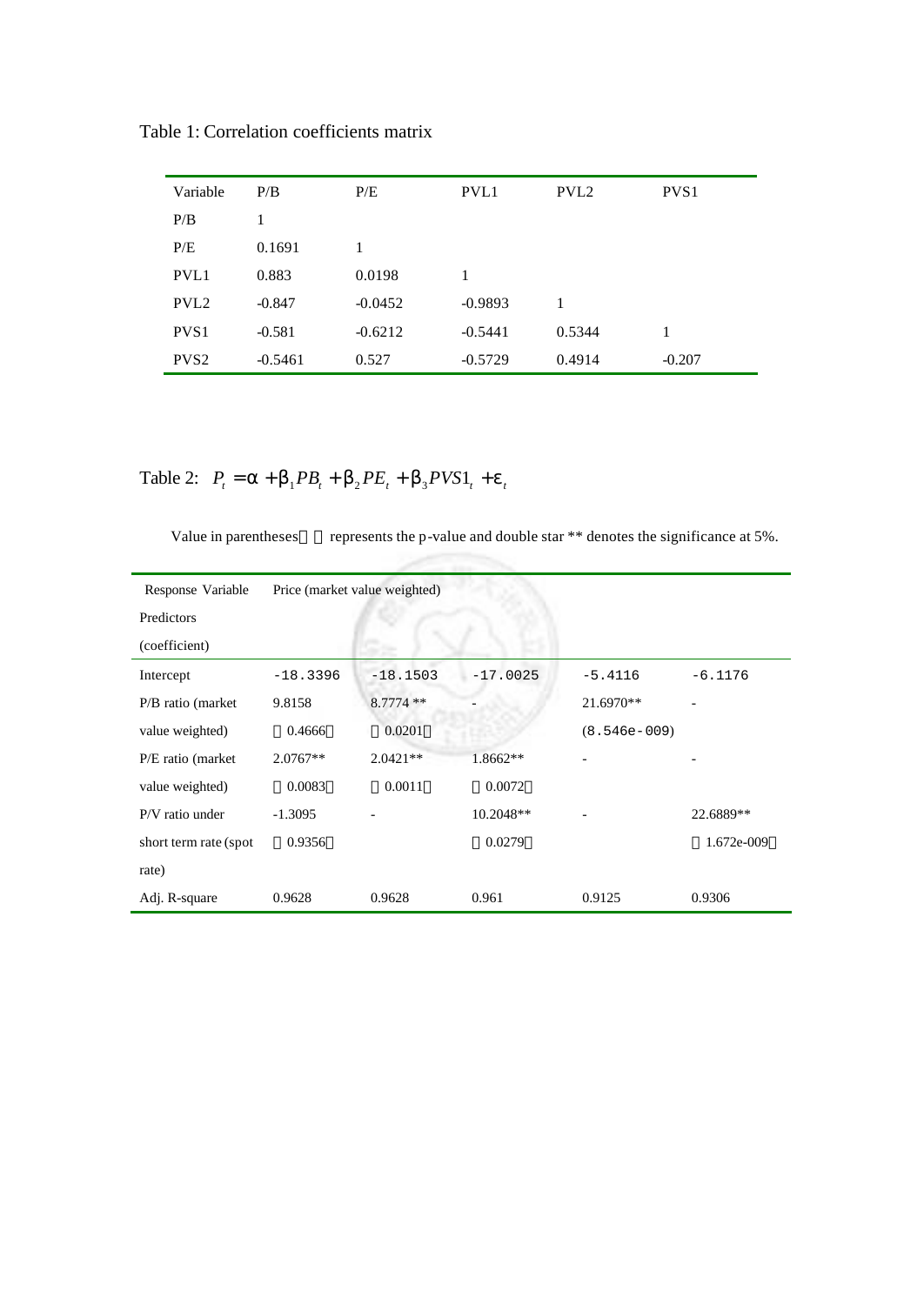Table 1: Correlation coefficients matrix

| Variable | P/B | P/E | PVL1 | PVL2 | PVS1 |
|---|---|---|---|---|---|
| P/B | 1 | | | | |
| P/E | 0.1691 | 1 | | | |
| PVL1 | 0.883 | 0.0198 | 1 | | |
| PVL2 | -0.847 | -0.0452 | -0.9893 | 1 | |
| PVS1 | -0.581 | -0.6212 | -0.5441 | 0.5344 | 1 |
| PVS2 | -0.5461 | 0.527 | -0.5729 | 0.4914 | -0.207 |

Table 2: $P_t = \alpha + \beta_1 PB_t + \beta_2 PE_t + \beta_3 PVS1_t + \varepsilon_t$

Value in parentheses（ ）represents the p-value and double star ** denotes the significance at 5%.

| Response Variable Predictors (coefficient) | Price (market value weighted) | | | | |
|---|---|---|---|---|---|
| Intercept | -18.3396 | -18.1503 | -17.0025 | -5.4116 | -6.1176 |
| P/B ratio (market value weighted) | 9.8158 (0.4666) | 8.7774 ** (0.0201) | - | 21.6970** (8.546e-009) | - |
| P/E ratio (market value weighted) | 2.0767** (0.0083) | 2.0421** (0.0011) | 1.8662** (0.0072) | - | - |
| P/V ratio under short term rate (spot rate) | -1.3095 (0.9356) | - | 10.2048** (0.0279) | - | 22.6889** (1.672e-009) |
| Adj. R-square | 0.9628 | 0.9628 | 0.961 | 0.9125 | 0.9306 |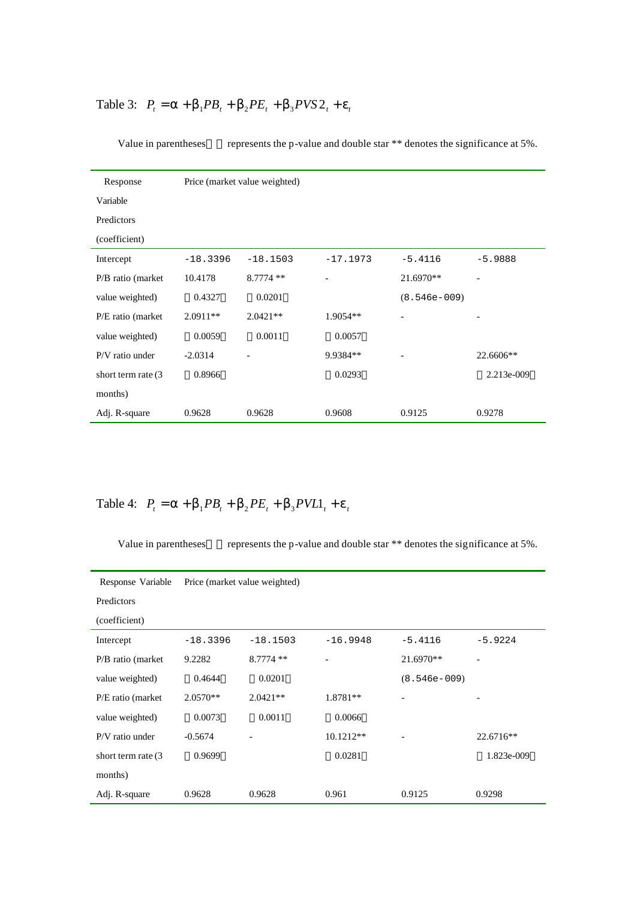Table 3: $P_t = \alpha + \beta_1 PB_t + \beta_2 PE_t + \beta_3 PVS2_t + \varepsilon_t$

Value in parentheses（） represents the p-value and double star ** denotes the significance at 5%.

| Response Variable Predictors (coefficient) | Price (market value weighted) | | | | |
|---|---|---|---|---|---|
| Intercept | -18.3396 | -18.1503 | -17.1973 | -5.4116 | -5.9888 |
| P/B ratio (market value weighted) | 10.4178 (0.4327) | 8.7774 ** (0.0201) | - | 21.6970** (8.546e-009) | - |
| P/E ratio (market value weighted) | 2.0911** (0.0059) | 2.0421** (0.0011) | 1.9054** (0.0057) | - | - |
| P/V ratio under short term rate (3 months) | -2.0314 (0.8966) | - | 9.9384** (0.0293) | - | 22.6606** (2.213e-009) |
| Adj. R-square | 0.9628 | 0.9628 | 0.9608 | 0.9125 | 0.9278 |

Table 4: $P_t = \alpha + \beta_1 PB_t + \beta_2 PE_t + \beta_3 PVL1_t + \varepsilon_t$

Value in parentheses（） represents the p-value and double star ** denotes the significance at 5%.

| Response Variable Predictors (coefficient) | Price (market value weighted) | | | | |
|---|---|---|---|---|---|
| Intercept | -18.3396 | -18.1503 | -16.9948 | -5.4116 | -5.9224 |
| P/B ratio (market value weighted) | 9.2282 (0.4644) | 8.7774 ** (0.0201) | - | 21.6970** (8.546e-009) | - |
| P/E ratio (market value weighted) | 2.0570** (0.0073) | 2.0421** (0.0011) | 1.8781** (0.0066) | - | - |
| P/V ratio under short term rate (3 months) | -0.5674 (0.9699) | - | 10.1212** (0.0281) | - | 22.6716** (1.823e-009) |
| Adj. R-square | 0.9628 | 0.9628 | 0.961 | 0.9125 | 0.9298 |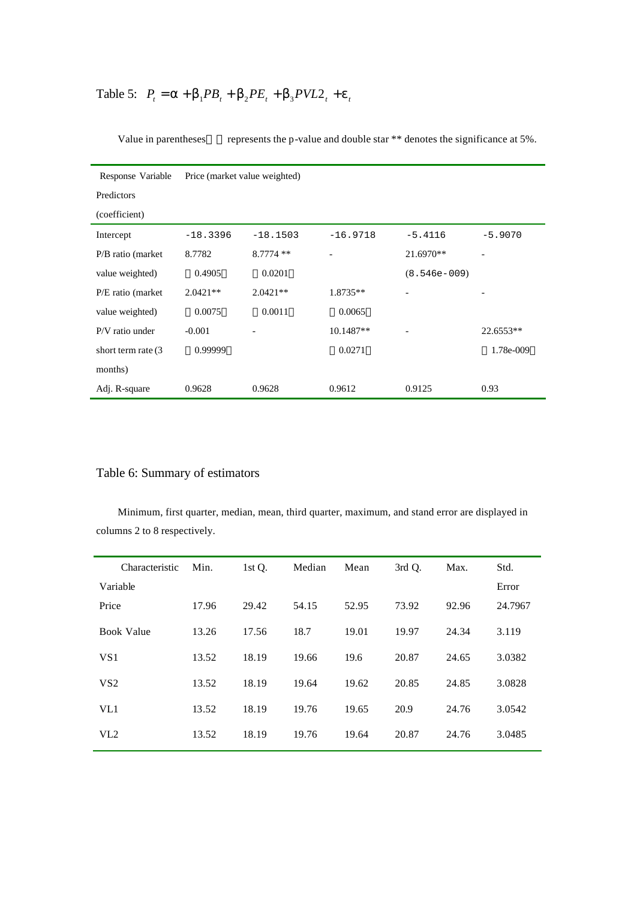Table 5: $P_t = \alpha + \beta_1 PB_t + \beta_2 PE_t + \beta_3 PVL2_t + \varepsilon_t$

Value in parentheses（ ）represents the p-value and double star ** denotes the significance at 5%.

| Response Variable | Price (market value weighted) | | | | |
|---|---|---|---|---|---|
| Predictors (coefficient) | | | | | |
| Intercept | -18.3396 | -18.1503 | -16.9718 | -5.4116 | -5.9070 |
| P/B ratio (market value weighted) | 8.7782 (0.4905) | 8.7774 ** (0.0201) | - | 21.6970** (8.546e-009) | - |
| P/E ratio (market value weighted) | 2.0421** (0.0075) | 2.0421** (0.0011) | 1.8735** (0.0065) | - | - |
| P/V ratio under short term rate (3 months) | -0.001 (0.99999) | - | 10.1487** (0.0271) | - | 22.6553** (1.78e-009) |
| Adj. R-square | 0.9628 | 0.9628 | 0.9612 | 0.9125 | 0.93 |

Table 6: Summary of estimators

Minimum, first quarter, median, mean, third quarter, maximum, and stand error are displayed in columns 2 to 8 respectively.

| Characteristic Variable | Min. | 1st Q. | Median | Mean | 3rd Q. | Max. | Std. Error |
|---|---|---|---|---|---|---|---|
| Price | 17.96 | 29.42 | 54.15 | 52.95 | 73.92 | 92.96 | 24.7967 |
| Book Value | 13.26 | 17.56 | 18.7 | 19.01 | 19.97 | 24.34 | 3.119 |
| VS1 | 13.52 | 18.19 | 19.66 | 19.6 | 20.87 | 24.65 | 3.0382 |
| VS2 | 13.52 | 18.19 | 19.64 | 19.62 | 20.85 | 24.85 | 3.0828 |
| VL1 | 13.52 | 18.19 | 19.76 | 19.65 | 20.9 | 24.76 | 3.0542 |
| VL2 | 13.52 | 18.19 | 19.76 | 19.64 | 20.87 | 24.76 | 3.0485 |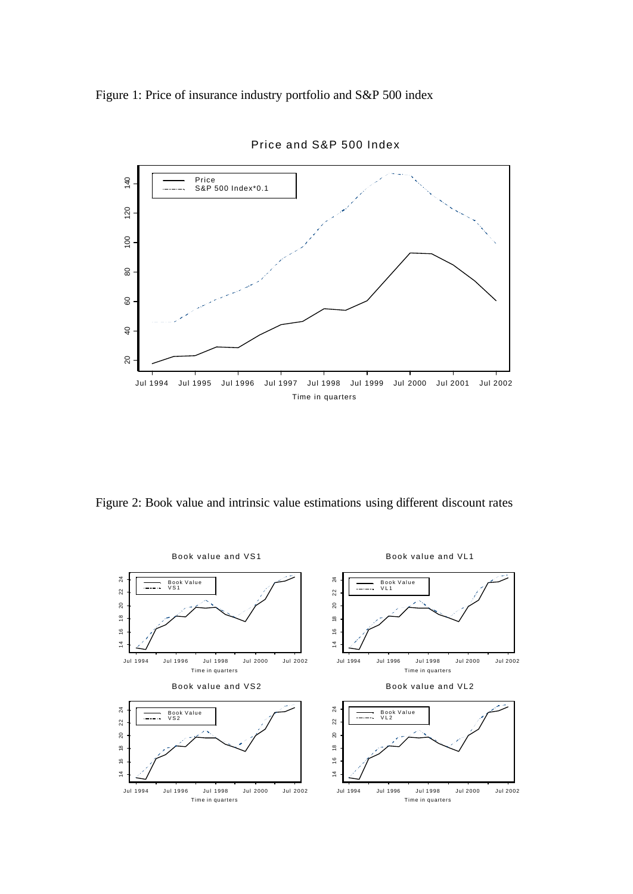Figure 1: Price of insurance industry portfolio and S&P 500 index

Figure 2: Book value and intrinsic value estimations using different discount rates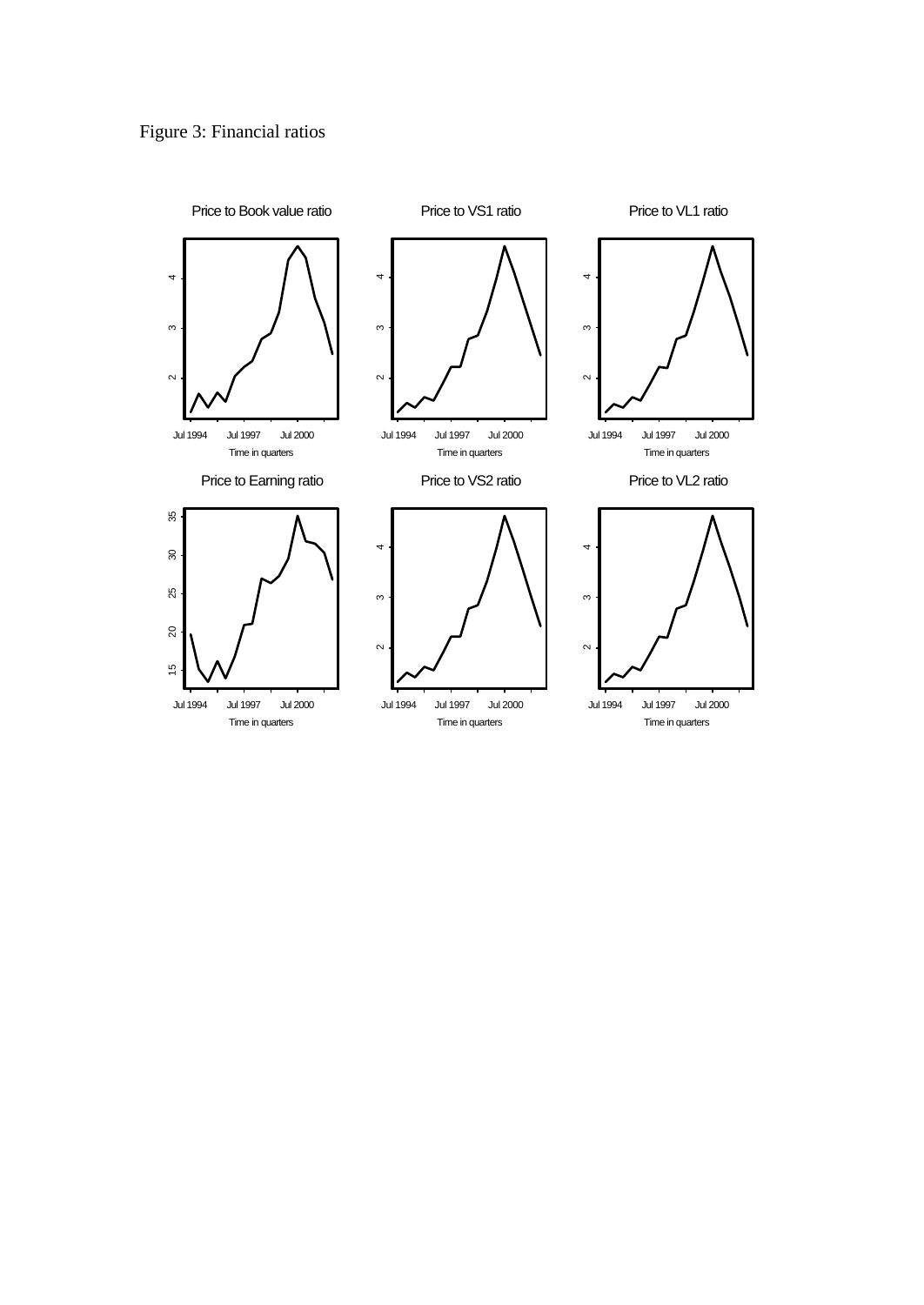Figure 3: Financial ratios

Price to Book value ratio

4
3
2

Jul 1994 Jul 1997 Jul 2000

Time in quarters

Price to VS1 ratio

4
3
2

Jul 1994 Jul 1997 Jul 2000

Time in quarters

Price to VL1 ratio

4
3
2

Jul 1994 Jul 1997 Jul 2000

Time in quarters

Price to Earning ratio

35
30
25
20
15

Jul 1994 Jul 1997 Jul 2000

Time in quarters

Price to VS2 ratio

4
3
2

Jul 1994 Jul 1997 Jul 2000

Time in quarters

Price to VL2 ratio

4
3
2

Jul 1994 Jul 1997 Jul 2000

Time in quarters